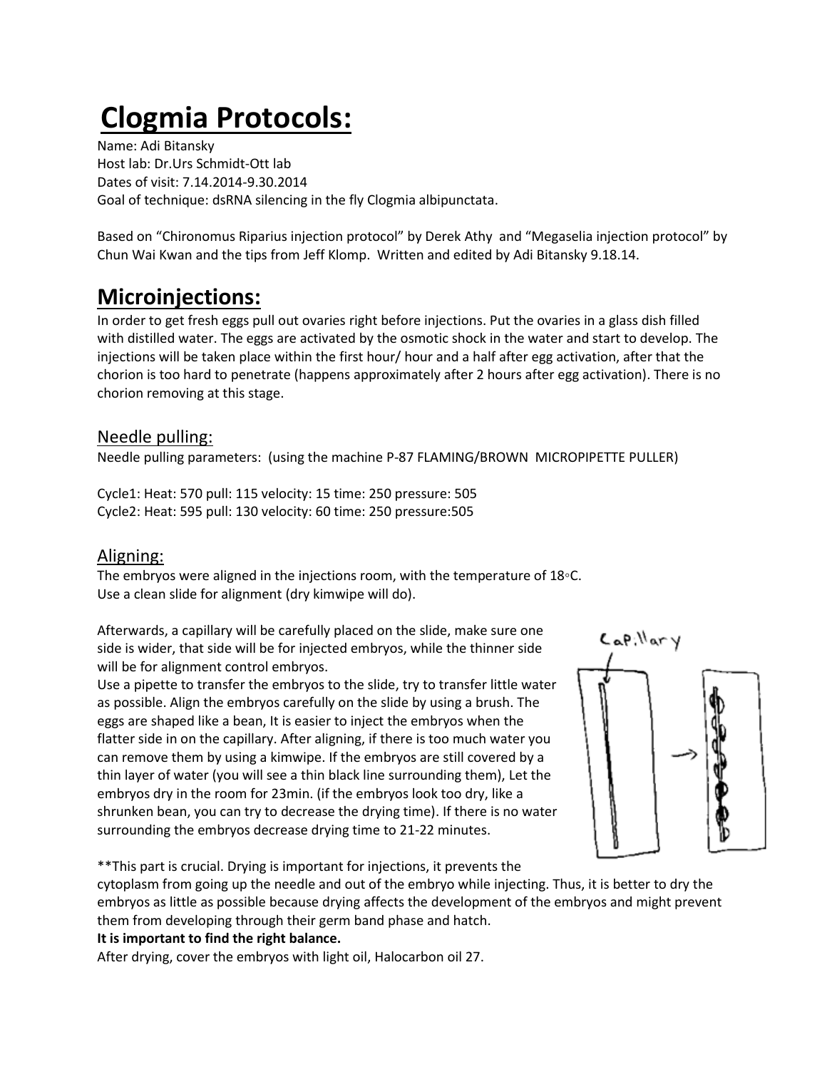# Clogmia Protocols:

Name: Adi Bitansky
Host lab: Dr.Urs Schmidt-Ott lab
Dates of visit: 7.14.2014-9.30.2014
Goal of technique: dsRNA silencing in the fly Clogmia albipunctata.

Based on "Chironomus Riparius injection protocol" by Derek Athy and "Megaselia injection protocol" by Chun Wai Kwan and the tips from Jeff Klomp. Written and edited by Adi Bitansky 9.18.14.

# Microinjections:

In order to get fresh eggs pull out ovaries right before injections. Put the ovaries in a glass dish filled with distilled water. The eggs are activated by the osmotic shock in the water and start to develop. The injections will be taken place within the first hour/ hour and a half after egg activation, after that the chorion is too hard to penetrate (happens approximately after 2 hours after egg activation). There is no chorion removing at this stage.

## Needle pulling:

Needle pulling parameters: (using the machine P-87 FLAMING/BROWN MICROPIPETTE PULLER)

Cycle1: Heat: 570 pull: 115 velocity: 15 time: 250 pressure: 505
Cycle2: Heat: 595 pull: 130 velocity: 60 time: 250 pressure:505

## Aligning:

The embryos were aligned in the injections room, with the temperature of 18◦C.
Use a clean slide for alignment (dry kimwipe will do).

Afterwards, a capillary will be carefully placed on the slide, make sure one side is wider, that side will be for injected embryos, while the thinner side will be for alignment control embryos.
Use a pipette to transfer the embryos to the slide, try to transfer little water as possible. Align the embryos carefully on the slide by using a brush. The eggs are shaped like a bean, It is easier to inject the embryos when the flatter side in on the capillary. After aligning, if there is too much water you can remove them by using a kimwipe. If the embryos are still covered by a thin layer of water (you will see a thin black line surrounding them), Let the embryos dry in the room for 23min. (if the embryos look too dry, like a shrunken bean, you can try to decrease the drying time). If there is no water surrounding the embryos decrease drying time to 21-22 minutes.

Capillary

**This part is crucial. Drying is important for injections, it prevents the cytoplasm from going up the needle and out of the embryo while injecting. Thus, it is better to dry the embryos as little as possible because drying affects the development of the embryos and might prevent them from developing through their germ band phase and hatch.
**It is important to find the right balance.**
After drying, cover the embryos with light oil, Halocarbon oil 27.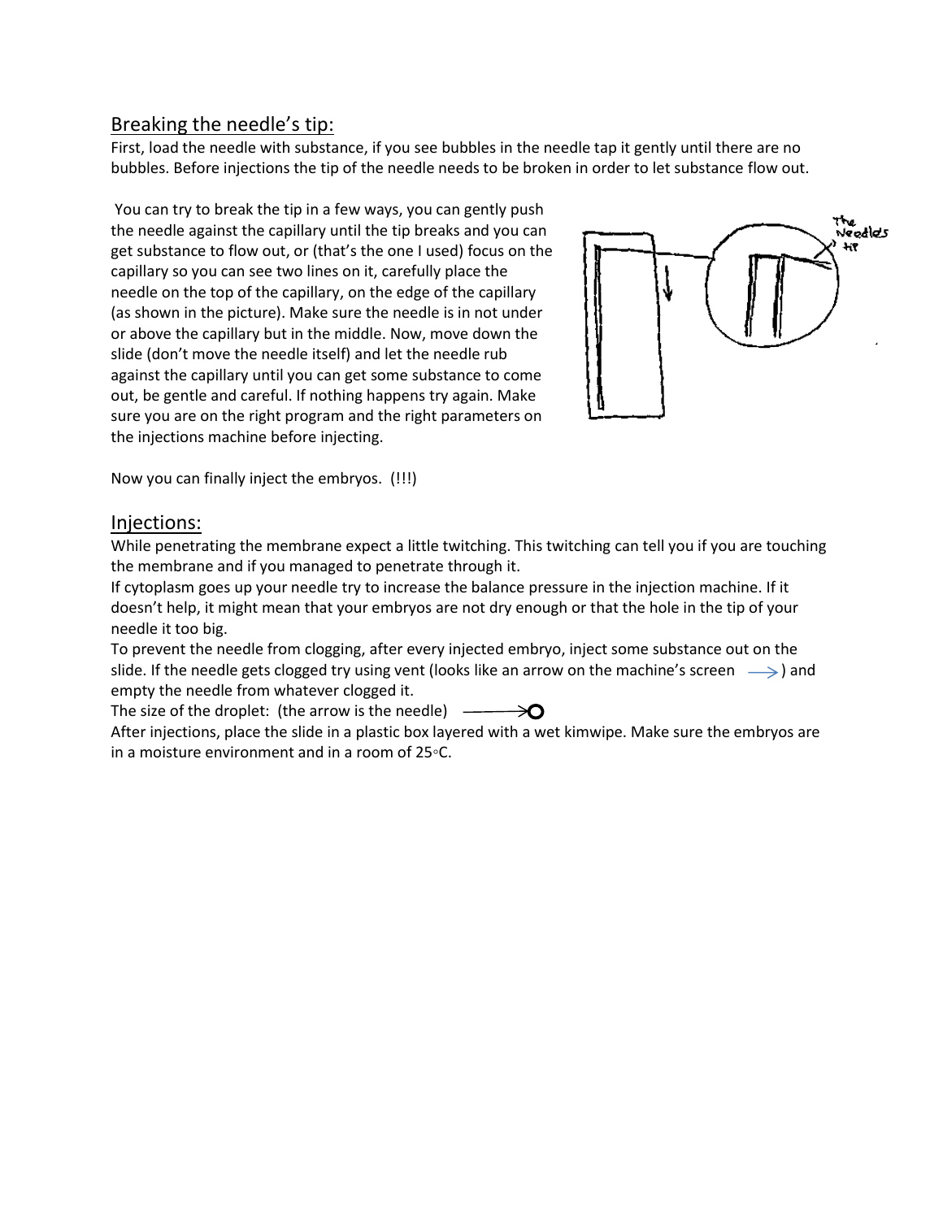## Breaking the needle's tip:

First, load the needle with substance, if you see bubbles in the needle tap it gently until there are no bubbles. Before injections the tip of the needle needs to be broken in order to let substance flow out.

You can try to break the tip in a few ways, you can gently push the needle against the capillary until the tip breaks and you can get substance to flow out, or (that's the one I used) focus on the capillary so you can see two lines on it, carefully place the needle on the top of the capillary, on the edge of the capillary (as shown in the picture). Make sure the needle is in not under or above the capillary but in the middle. Now, move down the slide (don't move the needle itself) and let the needle rub against the capillary until you can get some substance to come out, be gentle and careful. If nothing happens try again. Make sure you are on the right program and the right parameters on the injections machine before injecting.

Now you can finally inject the embryos. (!!!)

## Injections:

While penetrating the membrane expect a little twitching. This twitching can tell you if you are touching the membrane and if you managed to penetrate through it.

If cytoplasm goes up your needle try to increase the balance pressure in the injection machine. If it doesn't help, it might mean that your embryos are not dry enough or that the hole in the tip of your needle it too big.

To prevent the needle from clogging, after every injected embryo, inject some substance out on the slide. If the needle gets clogged try using vent (looks like an arrow on the machine's screen ⟶) and empty the needle from whatever clogged it.

The size of the droplet: (the arrow is the needle) ⟶O

After injections, place the slide in a plastic box layered with a wet kimwipe. Make sure the embryos are in a moisture environment and in a room of 25◦C.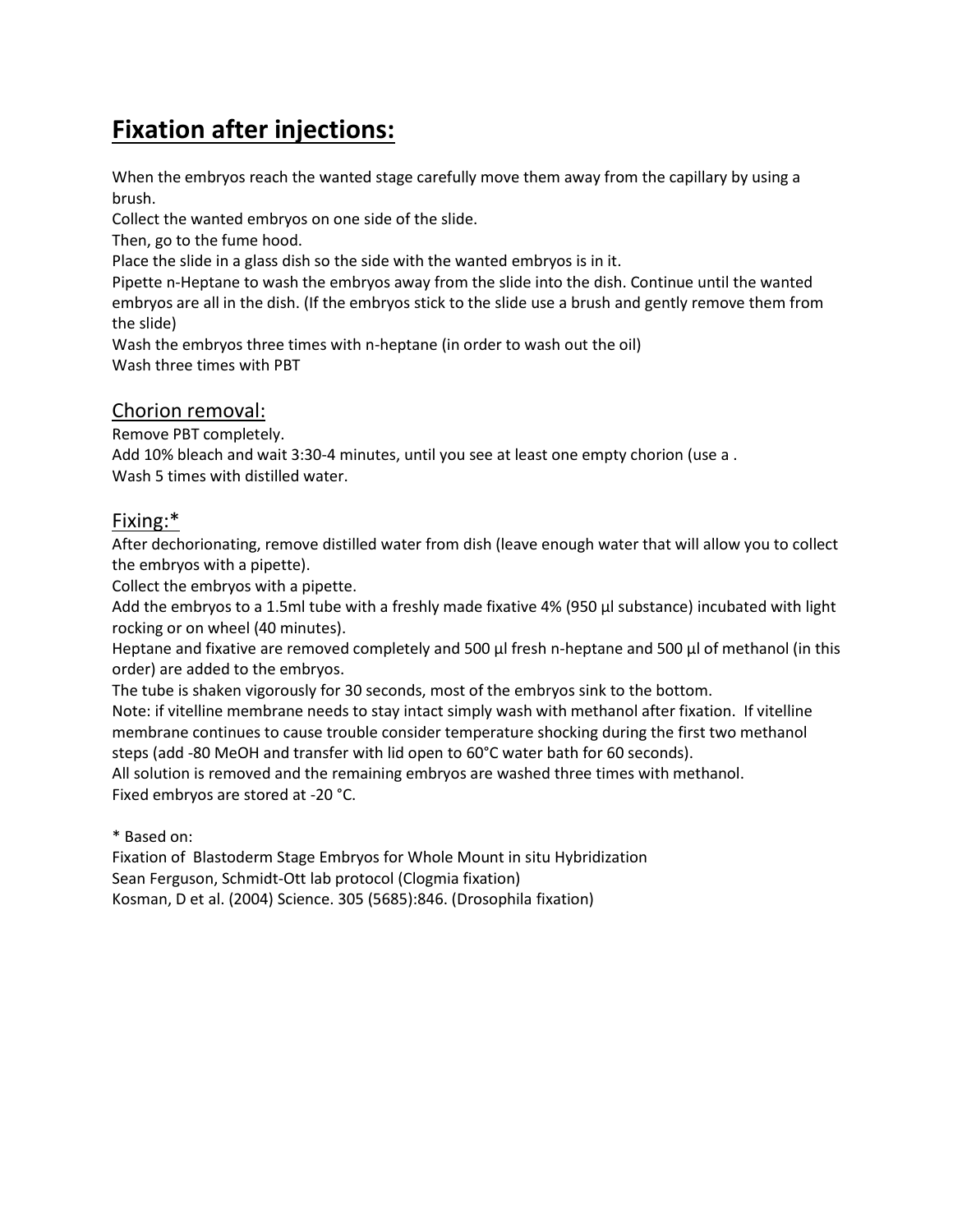# **Fixation after injections:**

When the embryos reach the wanted stage carefully move them away from the capillary by using a brush.

Collect the wanted embryos on one side of the slide.

Then, go to the fume hood.

Place the slide in a glass dish so the side with the wanted embryos is in it.

Pipette n-Heptane to wash the embryos away from the slide into the dish. Continue until the wanted embryos are all in the dish. (If the embryos stick to the slide use a brush and gently remove them from the slide)

Wash the embryos three times with n-heptane (in order to wash out the oil)

Wash three times with PBT

## Chorion removal:

Remove PBT completely.

Add 10% bleach and wait 3:30-4 minutes, until you see at least one empty chorion (use a .

Wash 5 times with distilled water.

## Fixing:*

After dechorionating, remove distilled water from dish (leave enough water that will allow you to collect the embryos with a pipette).

Collect the embryos with a pipette.

Add the embryos to a 1.5ml tube with a freshly made fixative 4% (950 µl substance) incubated with light rocking or on wheel (40 minutes).

Heptane and fixative are removed completely and 500 µl fresh n-heptane and 500 µl of methanol (in this order) are added to the embryos.

The tube is shaken vigorously for 30 seconds, most of the embryos sink to the bottom.

Note: if vitelline membrane needs to stay intact simply wash with methanol after fixation. If vitelline membrane continues to cause trouble consider temperature shocking during the first two methanol steps (add -80 MeOH and transfer with lid open to 60°C water bath for 60 seconds).

All solution is removed and the remaining embryos are washed three times with methanol.

Fixed embryos are stored at -20 °C.

\* Based on:

Fixation of Blastoderm Stage Embryos for Whole Mount in situ Hybridization

Sean Ferguson, Schmidt-Ott lab protocol (Clogmia fixation)

Kosman, D et al. (2004) Science. 305 (5685):846. (Drosophila fixation)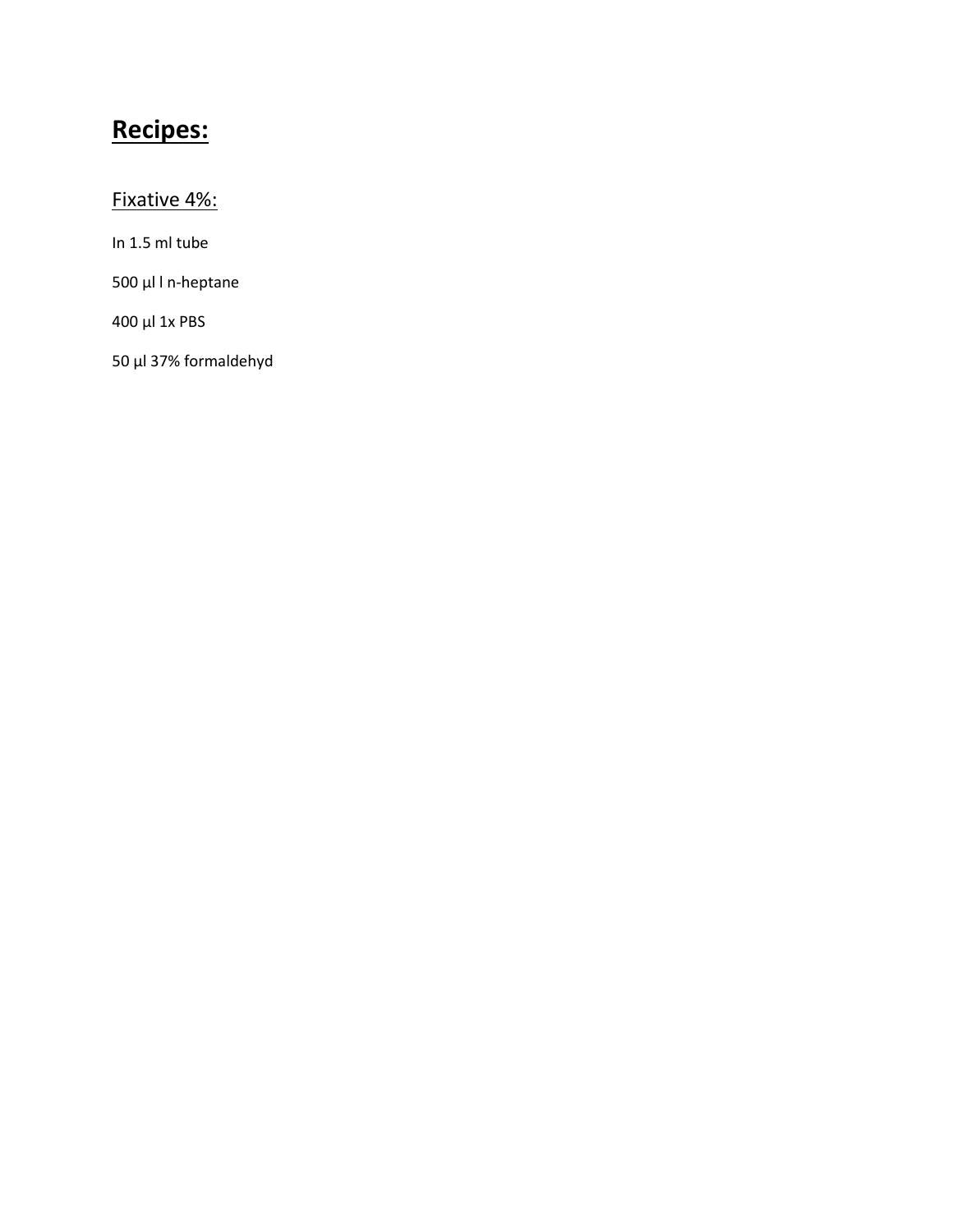# **Recipes:**

## Fixative 4%:

In 1.5 ml tube

500 µl l n-heptane

400 µl 1x PBS

50 µl 37% formaldehyd